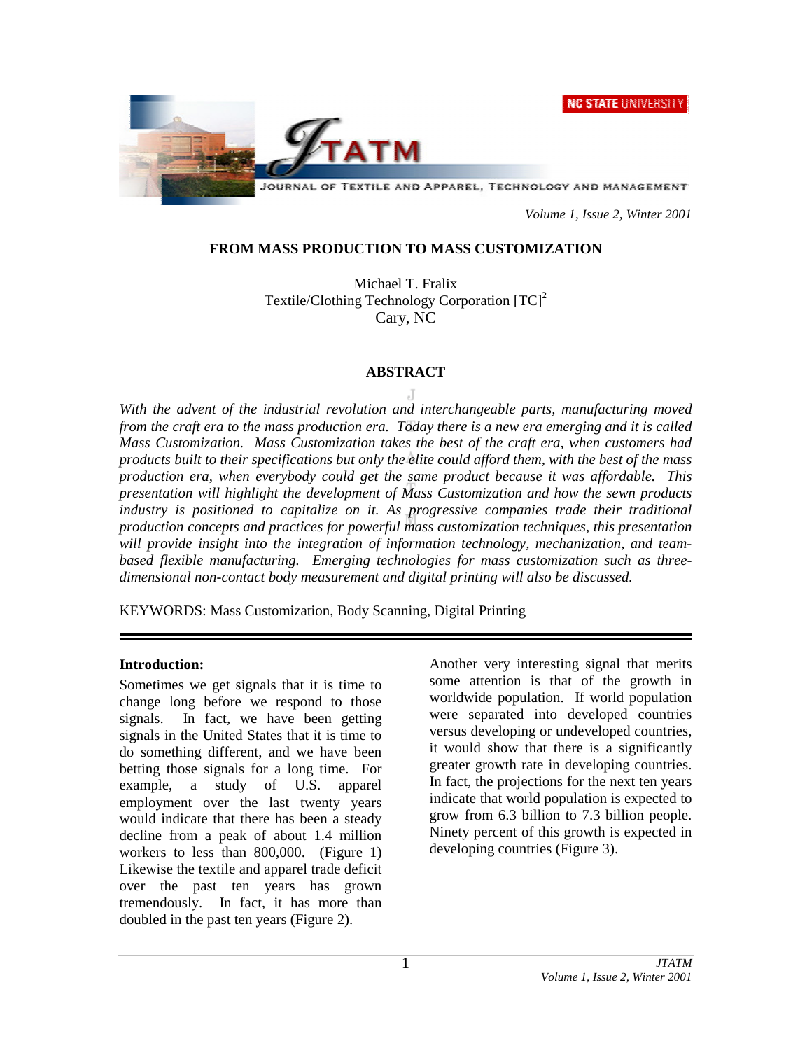# FROM MASS PRODUCTION TO MASS CUSTOMIZATION

Michael T. Fralix
Textile/Clothing Technology Corporation [TC][2]
Cary, NC

## ABSTRACT

*With the advent of the industrial revolution and interchangeable parts, manufacturing moved from the craft era to the mass production era. Today there is a new era emerging and it is called Mass Customization. Mass Customization takes the best of the craft era, when customers had products built to their specifications but only the elite could afford them, with the best of the mass production era, when everybody could get the same product because it was affordable. This presentation will highlight the development of Mass Customization and how the sewn products industry is positioned to capitalize on it. As progressive companies trade their traditional production concepts and practices for powerful mass customization techniques, this presentation will provide insight into the integration of information technology, mechanization, and team-based flexible manufacturing. Emerging technologies for mass customization such as three-dimensional non-contact body measurement and digital printing will also be discussed.*

KEYWORDS: Mass Customization, Body Scanning, Digital Printing

## Introduction:

Sometimes we get signals that it is time to change long before we respond to those signals. In fact, we have been getting signals in the United States that it is time to do something different, and we have been betting those signals for a long time. For example, a study of U.S. apparel employment over the last twenty years would indicate that there has been a steady decline from a peak of about 1.4 million workers to less than 800,000. (Figure 1) Likewise the textile and apparel trade deficit over the past ten years has grown tremendously. In fact, it has more than doubled in the past ten years (Figure 2).

Another very interesting signal that merits some attention is that of the growth in worldwide population. If world population were separated into developed countries versus developing or undeveloped countries, it would show that there is a significantly greater growth rate in developing countries. In fact, the projections for the next ten years indicate that world population is expected to grow from 6.3 billion to 7.3 billion people. Ninety percent of this growth is expected in developing countries (Figure 3).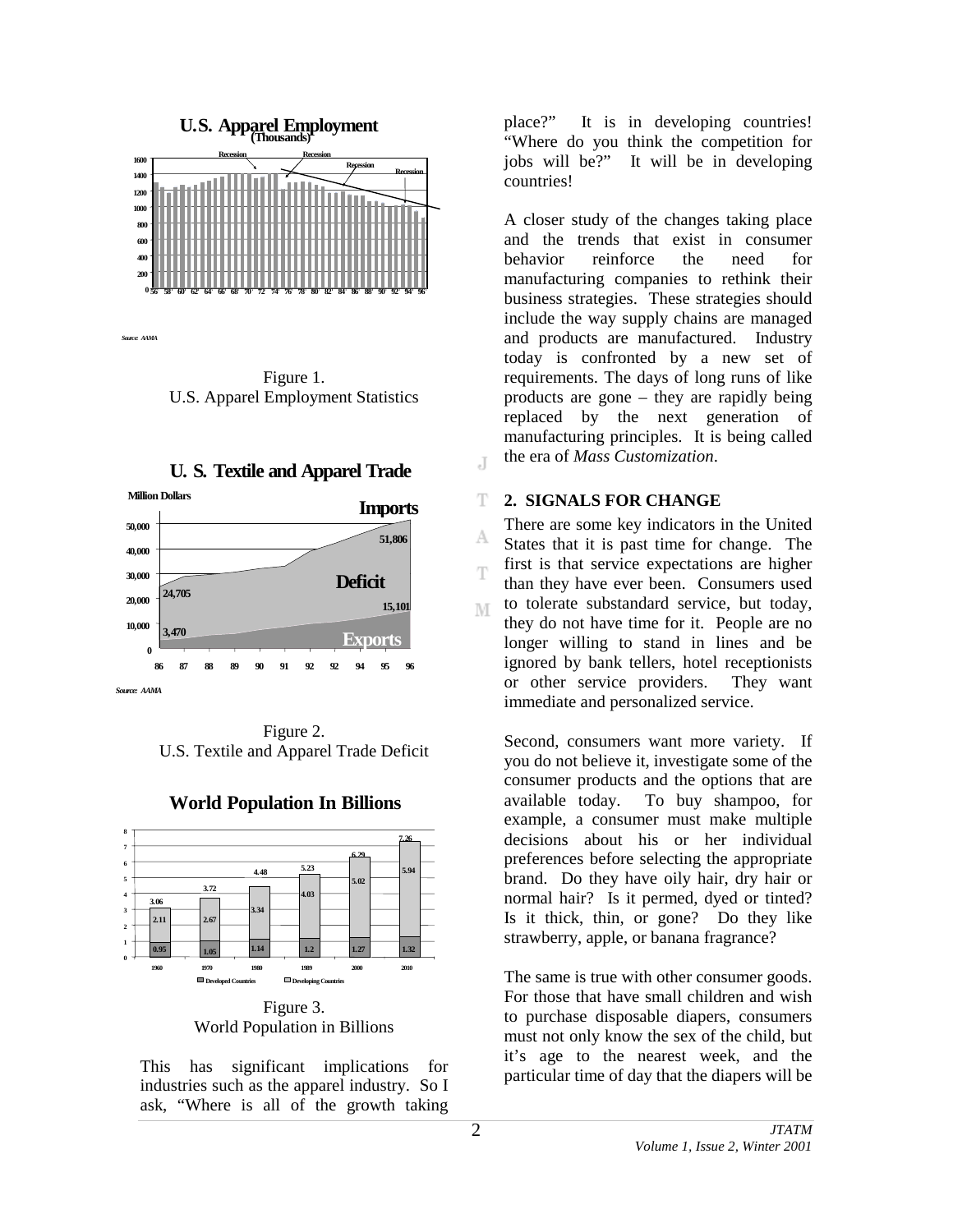Figure 1.
U.S. Apparel Employment Statistics

Figure 2.
U.S. Textile and Apparel Trade Deficit

Figure 3.
World Population in Billions

This has significant implications for industries such as the apparel industry. So I ask, "Where is all of the growth taking place?" It is in developing countries! "Where do you think the competition for jobs will be?" It will be in developing countries!

A closer study of the changes taking place and the trends that exist in consumer behavior reinforce the need for manufacturing companies to rethink their business strategies. These strategies should include the way supply chains are managed and products are manufactured. Industry today is confronted by a new set of requirements. The days of long runs of like products are gone – they are rapidly being replaced by the next generation of manufacturing principles. It is being called the era of *Mass Customization*.

## 2. SIGNALS FOR CHANGE

There are some key indicators in the United States that it is past time for change. The first is that service expectations are higher than they have ever been. Consumers used to tolerate substandard service, but today, they do not have time for it. People are no longer willing to stand in lines and be ignored by bank tellers, hotel receptionists or other service providers. They want immediate and personalized service.

Second, consumers want more variety. If you do not believe it, investigate some of the consumer products and the options that are available today. To buy shampoo, for example, a consumer must make multiple decisions about his or her individual preferences before selecting the appropriate brand. Do they have oily hair, dry hair or normal hair? Is it permed, dyed or tinted? Is it thick, thin, or gone? Do they like strawberry, apple, or banana fragrance?

The same is true with other consumer goods. For those that have small children and wish to purchase disposable diapers, consumers must not only know the sex of the child, but it's age to the nearest week, and the particular time of day that the diapers will be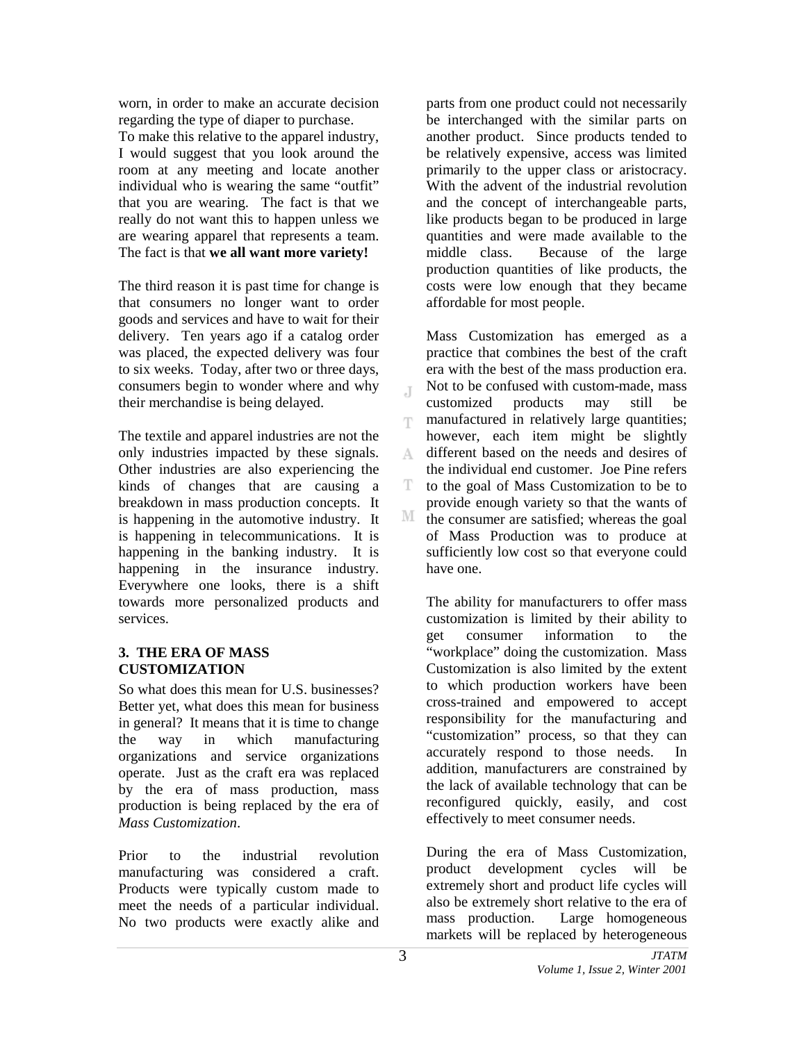worn, in order to make an accurate decision regarding the type of diaper to purchase.
To make this relative to the apparel industry, I would suggest that you look around the room at any meeting and locate another individual who is wearing the same "outfit" that you are wearing. The fact is that we really do not want this to happen unless we are wearing apparel that represents a team. The fact is that **we all want more variety!**

The third reason it is past time for change is that consumers no longer want to order goods and services and have to wait for their delivery. Ten years ago if a catalog order was placed, the expected delivery was four to six weeks. Today, after two or three days, consumers begin to wonder where and why their merchandise is being delayed.

The textile and apparel industries are not the only industries impacted by these signals. Other industries are also experiencing the kinds of changes that are causing a breakdown in mass production concepts. It is happening in the automotive industry. It is happening in telecommunications. It is happening in the banking industry. It is happening in the insurance industry. Everywhere one looks, there is a shift towards more personalized products and services.

## 3. THE ERA OF MASS CUSTOMIZATION

So what does this mean for U.S. businesses? Better yet, what does this mean for business in general? It means that it is time to change the way in which manufacturing organizations and service organizations operate. Just as the craft era was replaced by the era of mass production, mass production is being replaced by the era of *Mass Customization*.

Prior to the industrial revolution manufacturing was considered a craft. Products were typically custom made to meet the needs of a particular individual. No two products were exactly alike and parts from one product could not necessarily be interchanged with the similar parts on another product. Since products tended to be relatively expensive, access was limited primarily to the upper class or aristocracy. With the advent of the industrial revolution and the concept of interchangeable parts, like products began to be produced in large quantities and were made available to the middle class. Because of the large production quantities of like products, the costs were low enough that they became affordable for most people.

Mass Customization has emerged as a practice that combines the best of the craft era with the best of the mass production era. Not to be confused with custom-made, mass customized products may still be manufactured in relatively large quantities; however, each item might be slightly different based on the needs and desires of the individual end customer. Joe Pine refers to the goal of Mass Customization to be to provide enough variety so that the wants of the consumer are satisfied; whereas the goal of Mass Production was to produce at sufficiently low cost so that everyone could have one.

The ability for manufacturers to offer mass customization is limited by their ability to get consumer information to the "workplace" doing the customization. Mass Customization is also limited by the extent to which production workers have been cross-trained and empowered to accept responsibility for the manufacturing and "customization" process, so that they can accurately respond to those needs. In addition, manufacturers are constrained by the lack of available technology that can be reconfigured quickly, easily, and cost effectively to meet consumer needs.

During the era of Mass Customization, product development cycles will be extremely short and product life cycles will also be extremely short relative to the era of mass production. Large homogeneous markets will be replaced by heterogeneous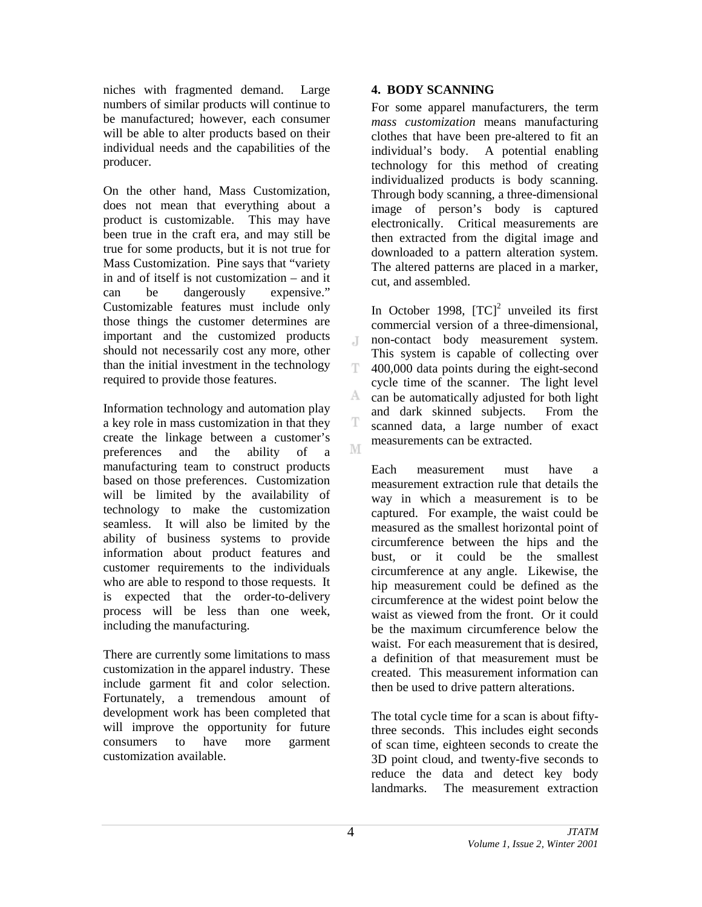niches with fragmented demand. Large numbers of similar products will continue to be manufactured; however, each consumer will be able to alter products based on their individual needs and the capabilities of the producer.

On the other hand, Mass Customization, does not mean that everything about a product is customizable. This may have been true in the craft era, and may still be true for some products, but it is not true for Mass Customization. Pine says that "variety in and of itself is not customization – and it can be dangerously expensive." Customizable features must include only those things the customer determines are important and the customized products should not necessarily cost any more, other than the initial investment in the technology required to provide those features.

Information technology and automation play a key role in mass customization in that they create the linkage between a customer's preferences and the ability of a manufacturing team to construct products based on those preferences. Customization will be limited by the availability of technology to make the customization seamless. It will also be limited by the ability of business systems to provide information about product features and customer requirements to the individuals who are able to respond to those requests. It is expected that the order-to-delivery process will be less than one week, including the manufacturing.

There are currently some limitations to mass customization in the apparel industry. These include garment fit and color selection. Fortunately, a tremendous amount of development work has been completed that will improve the opportunity for future consumers to have more garment customization available.

## 4. BODY SCANNING

For some apparel manufacturers, the term *mass customization* means manufacturing clothes that have been pre-altered to fit an individual's body. A potential enabling technology for this method of creating individualized products is body scanning. Through body scanning, a three-dimensional image of person's body is captured electronically. Critical measurements are then extracted from the digital image and downloaded to a pattern alteration system. The altered patterns are placed in a marker, cut, and assembled.

In October 1998, $[TC]^2$ unveiled its first commercial version of a three-dimensional, non-contact body measurement system. This system is capable of collecting over 400,000 data points during the eight-second cycle time of the scanner. The light level can be automatically adjusted for both light and dark skinned subjects. From the scanned data, a large number of exact measurements can be extracted.

Each measurement must have a measurement extraction rule that details the way in which a measurement is to be captured. For example, the waist could be measured as the smallest horizontal point of circumference between the hips and the bust, or it could be the smallest circumference at any angle. Likewise, the hip measurement could be defined as the circumference at the widest point below the waist as viewed from the front. Or it could be the maximum circumference below the waist. For each measurement that is desired, a definition of that measurement must be created. This measurement information can then be used to drive pattern alterations.

The total cycle time for a scan is about fifty-three seconds. This includes eight seconds of scan time, eighteen seconds to create the 3D point cloud, and twenty-five seconds to reduce the data and detect key body landmarks. The measurement extraction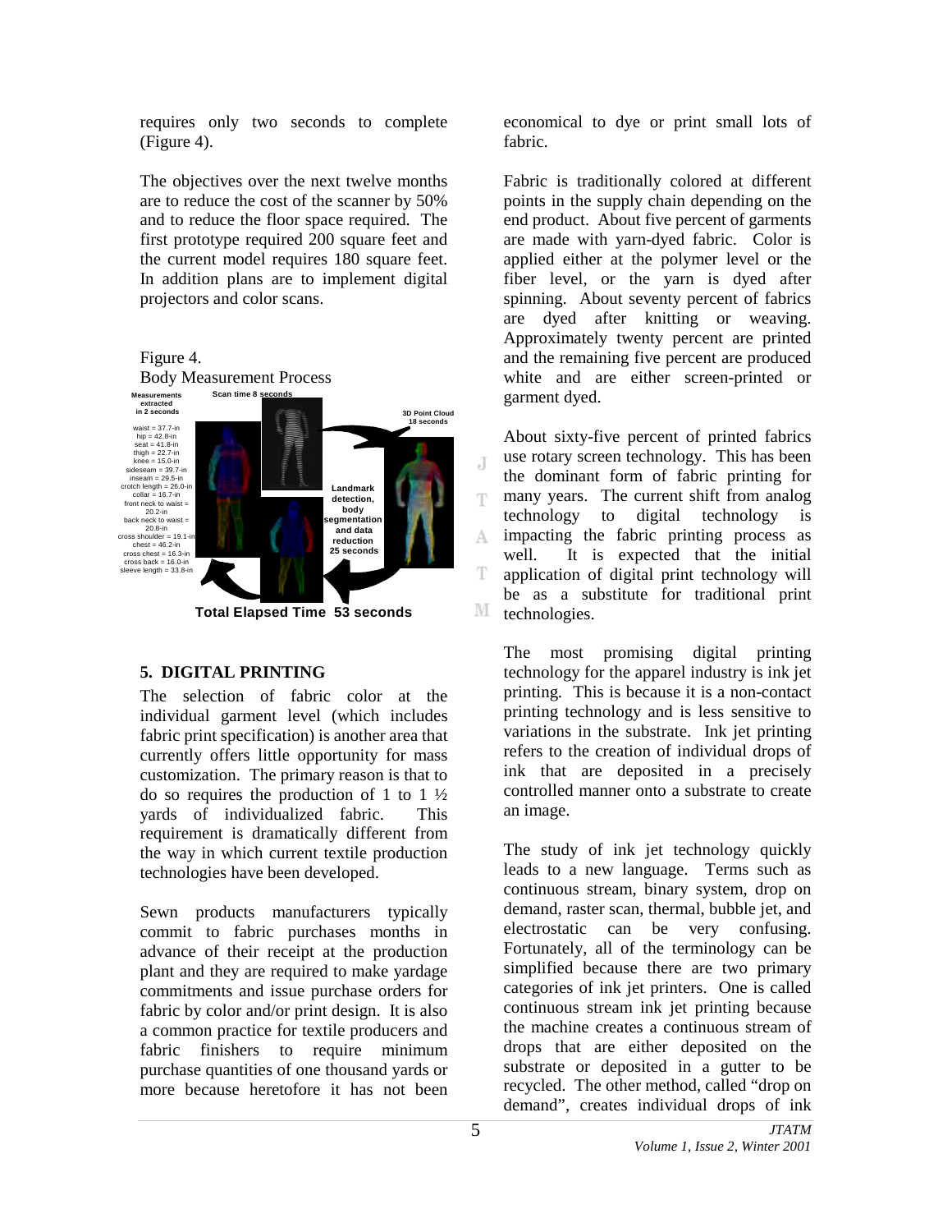requires only two seconds to complete (Figure 4).

The objectives over the next twelve months are to reduce the cost of the scanner by 50% and to reduce the floor space required. The first prototype required 200 square feet and the current model requires 180 square feet. In addition plans are to implement digital projectors and color scans.

Figure 4.
Body Measurement Process

Measurements extracted in 2 seconds

waist = 37.7-in
hip = 42.8-in
seat = 41.8-in
thigh = 22.7-in
knee = 15.0-in
sideseam = 39.7-in
inseam = 29.5-in
crotch length = 26.0-in
collar = 16.7-in
front neck to waist = 20.2-in
back neck to waist = 20.8-in
cross shoulder = 19.1-in
chest = 46.2-in
cross chest = 16.3-in
cross back = 16.0-in
sleeve length = 33.8-in

Scan time 8 seconds

3D Point Cloud 18 seconds

Landmark detection, body segmentation and data reduction 25 seconds

Total Elapsed Time 53 seconds

## 5. DIGITAL PRINTING

The selection of fabric color at the individual garment level (which includes fabric print specification) is another area that currently offers little opportunity for mass customization. The primary reason is that to do so requires the production of 1 to 1 ½ yards of individualized fabric. This requirement is dramatically different from the way in which current textile production technologies have been developed.

Sewn products manufacturers typically commit to fabric purchases months in advance of their receipt at the production plant and they are required to make yardage commitments and issue purchase orders for fabric by color and/or print design. It is also a common practice for textile producers and fabric finishers to require minimum purchase quantities of one thousand yards or more because heretofore it has not been economical to dye or print small lots of fabric.

Fabric is traditionally colored at different points in the supply chain depending on the end product. About five percent of garments are made with yarn-dyed fabric. Color is applied either at the polymer level or the fiber level, or the yarn is dyed after spinning. About seventy percent of fabrics are dyed after knitting or weaving. Approximately twenty percent are printed and the remaining five percent are produced white and are either screen-printed or garment dyed.

About sixty-five percent of printed fabrics use rotary screen technology. This has been the dominant form of fabric printing for many years. The current shift from analog technology to digital technology is impacting the fabric printing process as well. It is expected that the initial application of digital print technology will be as a substitute for traditional print technologies.

The most promising digital printing technology for the apparel industry is ink jet printing. This is because it is a non-contact printing technology and is less sensitive to variations in the substrate. Ink jet printing refers to the creation of individual drops of ink that are deposited in a precisely controlled manner onto a substrate to create an image.

The study of ink jet technology quickly leads to a new language. Terms such as continuous stream, binary system, drop on demand, raster scan, thermal, bubble jet, and electrostatic can be very confusing. Fortunately, all of the terminology can be simplified because there are two primary categories of ink jet printers. One is called continuous stream ink jet printing because the machine creates a continuous stream of drops that are either deposited on the substrate or deposited in a gutter to be recycled. The other method, called "drop on demand", creates individual drops of ink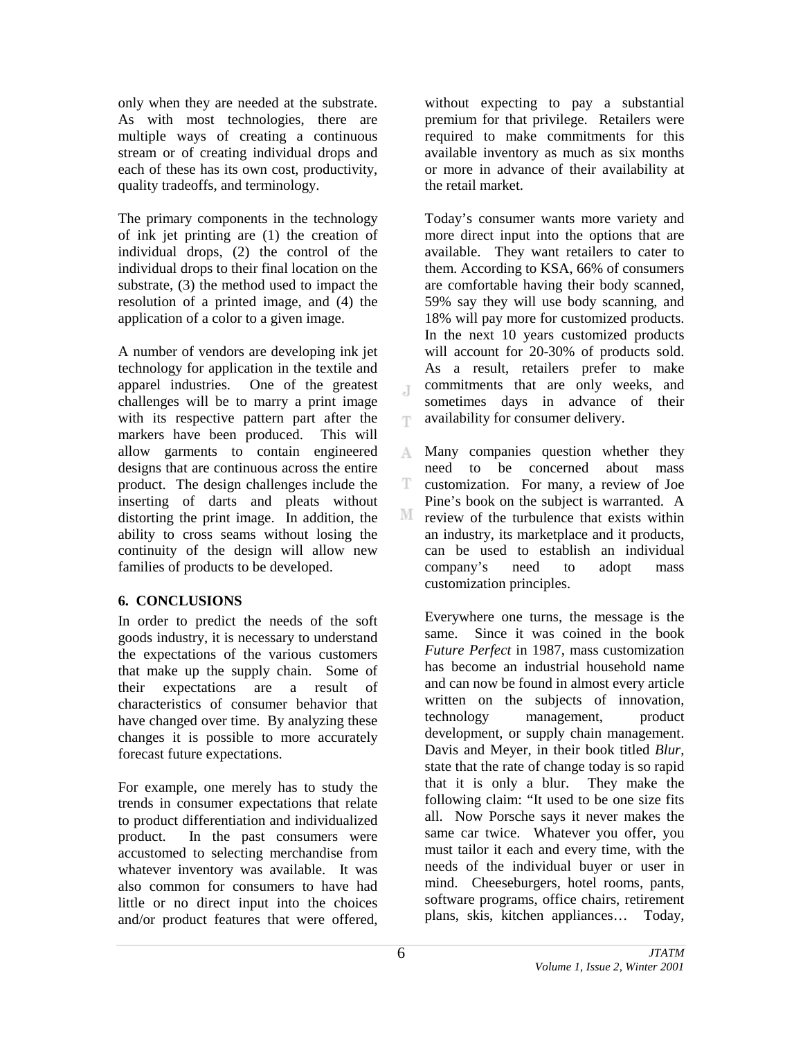only when they are needed at the substrate. As with most technologies, there are multiple ways of creating a continuous stream or of creating individual drops and each of these has its own cost, productivity, quality tradeoffs, and terminology.

The primary components in the technology of ink jet printing are (1) the creation of individual drops, (2) the control of the individual drops to their final location on the substrate, (3) the method used to impact the resolution of a printed image, and (4) the application of a color to a given image.

A number of vendors are developing ink jet technology for application in the textile and apparel industries. One of the greatest challenges will be to marry a print image with its respective pattern part after the markers have been produced. This will allow garments to contain engineered designs that are continuous across the entire product. The design challenges include the inserting of darts and pleats without distorting the print image. In addition, the ability to cross seams without losing the continuity of the design will allow new families of products to be developed.

## 6. CONCLUSIONS

In order to predict the needs of the soft goods industry, it is necessary to understand the expectations of the various customers that make up the supply chain. Some of their expectations are a result of characteristics of consumer behavior that have changed over time. By analyzing these changes it is possible to more accurately forecast future expectations.

For example, one merely has to study the trends in consumer expectations that relate to product differentiation and individualized product. In the past consumers were accustomed to selecting merchandise from whatever inventory was available. It was also common for consumers to have had little or no direct input into the choices and/or product features that were offered, without expecting to pay a substantial premium for that privilege. Retailers were required to make commitments for this available inventory as much as six months or more in advance of their availability at the retail market.

Today's consumer wants more variety and more direct input into the options that are available. They want retailers to cater to them. According to KSA, 66% of consumers are comfortable having their body scanned, 59% say they will use body scanning, and 18% will pay more for customized products. In the next 10 years customized products will account for 20-30% of products sold. As a result, retailers prefer to make commitments that are only weeks, and sometimes days in advance of their availability for consumer delivery.

Many companies question whether they need to be concerned about mass customization. For many, a review of Joe Pine's book on the subject is warranted. A review of the turbulence that exists within an industry, its marketplace and it products, can be used to establish an individual company's need to adopt mass customization principles.

Everywhere one turns, the message is the same. Since it was coined in the book *Future Perfect* in 1987, mass customization has become an industrial household name and can now be found in almost every article written on the subjects of innovation, technology management, product development, or supply chain management. Davis and Meyer, in their book titled *Blur*, state that the rate of change today is so rapid that it is only a blur. They make the following claim: "It used to be one size fits all. Now Porsche says it never makes the same car twice. Whatever you offer, you must tailor it each and every time, with the needs of the individual buyer or user in mind. Cheeseburgers, hotel rooms, pants, software programs, office chairs, retirement plans, skis, kitchen appliances… Today,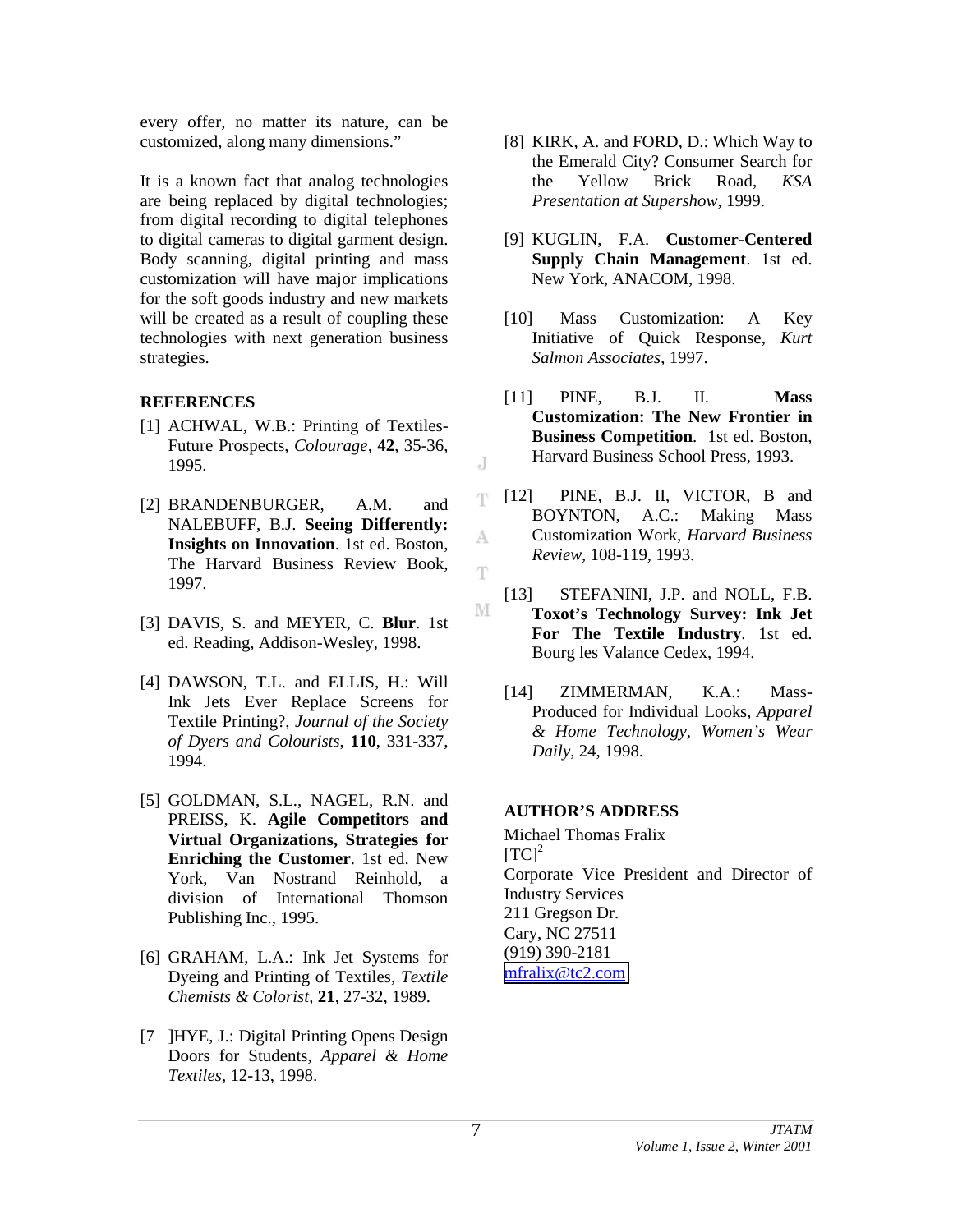every offer, no matter its nature, can be customized, along many dimensions."

It is a known fact that analog technologies are being replaced by digital technologies; from digital recording to digital telephones to digital cameras to digital garment design. Body scanning, digital printing and mass customization will have major implications for the soft goods industry and new markets will be created as a result of coupling these technologies with next generation business strategies.

## REFERENCES

[1] ACHWAL, W.B.: Printing of Textiles-Future Prospects, *Colourage*, **42**, 35-36, 1995.

[2] BRANDENBURGER, A.M. and NALEBUFF, B.J. **Seeing Differently: Insights on Innovation**. 1st ed. Boston, The Harvard Business Review Book, 1997.

[3] DAVIS, S. and MEYER, C. **Blur**. 1st ed. Reading, Addison-Wesley, 1998.

[4] DAWSON, T.L. and ELLIS, H.: Will Ink Jets Ever Replace Screens for Textile Printing?, *Journal of the Society of Dyers and Colourists*, **110**, 331-337, 1994.

[5] GOLDMAN, S.L., NAGEL, R.N. and PREISS, K. **Agile Competitors and Virtual Organizations, Strategies for Enriching the Customer**. 1st ed. New York, Van Nostrand Reinhold, a division of International Thomson Publishing Inc., 1995.

[6] GRAHAM, L.A.: Ink Jet Systems for Dyeing and Printing of Textiles, *Textile Chemists & Colorist*, **21**, 27-32, 1989.

[7 ]HYE, J.: Digital Printing Opens Design Doors for Students, *Apparel & Home Textiles*, 12-13, 1998.

[8] KIRK, A. and FORD, D.: Which Way to the Emerald City? Consumer Search for the Yellow Brick Road, *KSA Presentation at Supershow*, 1999.

[9] KUGLIN, F.A. **Customer-Centered Supply Chain Management**. 1st ed. New York, ANACOM, 1998.

[10] Mass Customization: A Key Initiative of Quick Response, *Kurt Salmon Associates*, 1997.

[11] PINE, B.J. II. **Mass Customization: The New Frontier in Business Competition**. 1st ed. Boston, Harvard Business School Press, 1993.

[12] PINE, B.J. II, VICTOR, B and BOYNTON, A.C.: Making Mass Customization Work, *Harvard Business Review*, 108-119, 1993.

[13] STEFANINI, J.P. and NOLL, F.B. **Toxot's Technology Survey: Ink Jet For The Textile Industry**. 1st ed. Bourg les Valance Cedex, 1994.

[14] ZIMMERMAN, K.A.: Mass-Produced for Individual Looks, *Apparel & Home Technology, Women's Wear Daily*, 24, 1998.

## AUTHOR'S ADDRESS

Michael Thomas Fralix
$[TC]^2$
Corporate Vice President and Director of Industry Services
211 Gregson Dr.
Cary, NC 27511
(919) 390-2181
mfralix@tc2.com